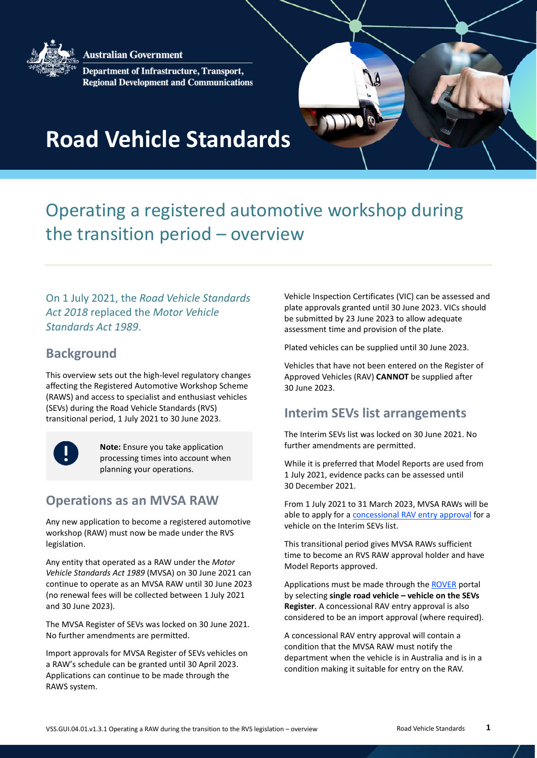Australian Government

Department of Infrastructure, Transport, Regional Development and Communications

# Road Vehicle Standards

## Operating a registered automotive workshop during the transition period – overview

On 1 July 2021, the *Road Vehicle Standards Act 2018* replaced the *Motor Vehicle Standards Act 1989*.

### Background

This overview sets out the high-level regulatory changes affecting the Registered Automotive Workshop Scheme (RAWS) and access to specialist and enthusiast vehicles (SEVs) during the Road Vehicle Standards (RVS) transitional period, 1 July 2021 to 30 June 2023.

> **Note:** Ensure you take application processing times into account when planning your operations.

### Operations as an MVSA RAW

Any new application to become a registered automotive workshop (RAW) must now be made under the RVS legislation.

Any entity that operated as a RAW under the *Motor Vehicle Standards Act 1989* (MVSA) on 30 June 2021 can continue to operate as an MVSA RAW until 30 June 2023 (no renewal fees will be collected between 1 July 2021 and 30 June 2023).

The MVSA Register of SEVs was locked on 30 June 2021. No further amendments are permitted.

Import approvals for MVSA Register of SEVs vehicles on a RAW's schedule can be granted until 30 April 2023. Applications can continue to be made through the RAWS system.

Vehicle Inspection Certificates (VIC) can be assessed and plate approvals granted until 30 June 2023. VICs should be submitted by 23 June 2023 to allow adequate assessment time and provision of the plate.

Plated vehicles can be supplied until 30 June 2023.

Vehicles that have not been entered on the Register of Approved Vehicles (RAV) **CANNOT** be supplied after 30 June 2023.

### Interim SEVs list arrangements

The Interim SEVs list was locked on 30 June 2021. No further amendments are permitted.

While it is preferred that Model Reports are used from 1 July 2021, evidence packs can be assessed until 30 December 2021.

From 1 July 2021 to 31 March 2023, MVSA RAWs will be able to apply for a concessional RAV entry approval for a vehicle on the Interim SEVs list.

This transitional period gives MVSA RAWs sufficient time to become an RVS RAW approval holder and have Model Reports approved.

Applications must be made through the ROVER portal by selecting **single road vehicle – vehicle on the SEVs Register**. A concessional RAV entry approval is also considered to be an import approval (where required).

A concessional RAV entry approval will contain a condition that the MVSA RAW must notify the department when the vehicle is in Australia and is in a condition making it suitable for entry on the RAV.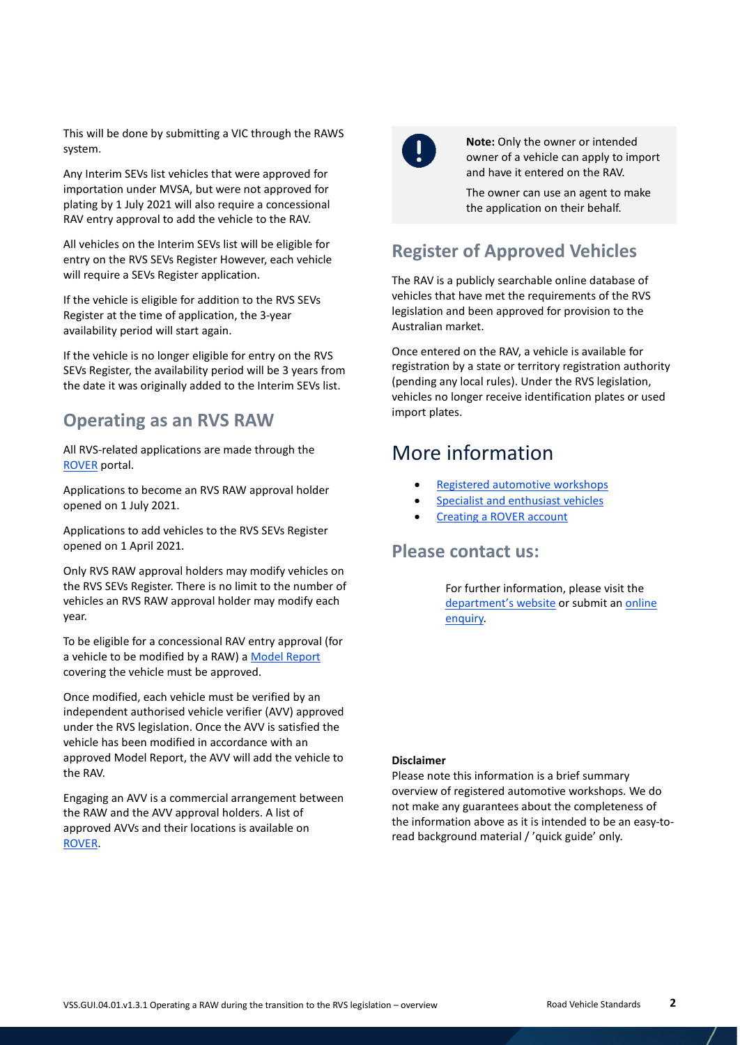This will be done by submitting a VIC through the RAWS system.

Any Interim SEVs list vehicles that were approved for importation under MVSA, but were not approved for plating by 1 July 2021 will also require a concessional RAV entry approval to add the vehicle to the RAV.

All vehicles on the Interim SEVs list will be eligible for entry on the RVS SEVs Register However, each vehicle will require a SEVs Register application.

If the vehicle is eligible for addition to the RVS SEVs Register at the time of application, the 3-year availability period will start again.

If the vehicle is no longer eligible for entry on the RVS SEVs Register, the availability period will be 3 years from the date it was originally added to the Interim SEVs list.

## Operating as an RVS RAW

All RVS-related applications are made through the [ROVER](ROVER) portal.

Applications to become an RVS RAW approval holder opened on 1 July 2021.

Applications to add vehicles to the RVS SEVs Register opened on 1 April 2021.

Only RVS RAW approval holders may modify vehicles on the RVS SEVs Register. There is no limit to the number of vehicles an RVS RAW approval holder may modify each year.

To be eligible for a concessional RAV entry approval (for a vehicle to be modified by a RAW) a [Model Report](Model Report) covering the vehicle must be approved.

Once modified, each vehicle must be verified by an independent authorised vehicle verifier (AVV) approved under the RVS legislation. Once the AVV is satisfied the vehicle has been modified in accordance with an approved Model Report, the AVV will add the vehicle to the RAV.

Engaging an AVV is a commercial arrangement between the RAW and the AVV approval holders. A list of approved AVVs and their locations is available on [ROVER](ROVER).

> **Note:** Only the owner or intended owner of a vehicle can apply to import and have it entered on the RAV.
>
> The owner can use an agent to make the application on their behalf.

## Register of Approved Vehicles

The RAV is a publicly searchable online database of vehicles that have met the requirements of the RVS legislation and been approved for provision to the Australian market.

Once entered on the RAV, a vehicle is available for registration by a state or territory registration authority (pending any local rules). Under the RVS legislation, vehicles no longer receive identification plates or used import plates.

# More information

- [Registered automotive workshops](Registered automotive workshops)
- [Specialist and enthusiast vehicles](Specialist and enthusiast vehicles)
- [Creating a ROVER account](Creating a ROVER account)

## Please contact us:

For further information, please visit the [department's website](department's website) or submit an [online enquiry](online enquiry).

**Disclaimer**
Please note this information is a brief summary overview of registered automotive workshops. We do not make any guarantees about the completeness of the information above as it is intended to be an easy-to-read background material / 'quick guide' only.